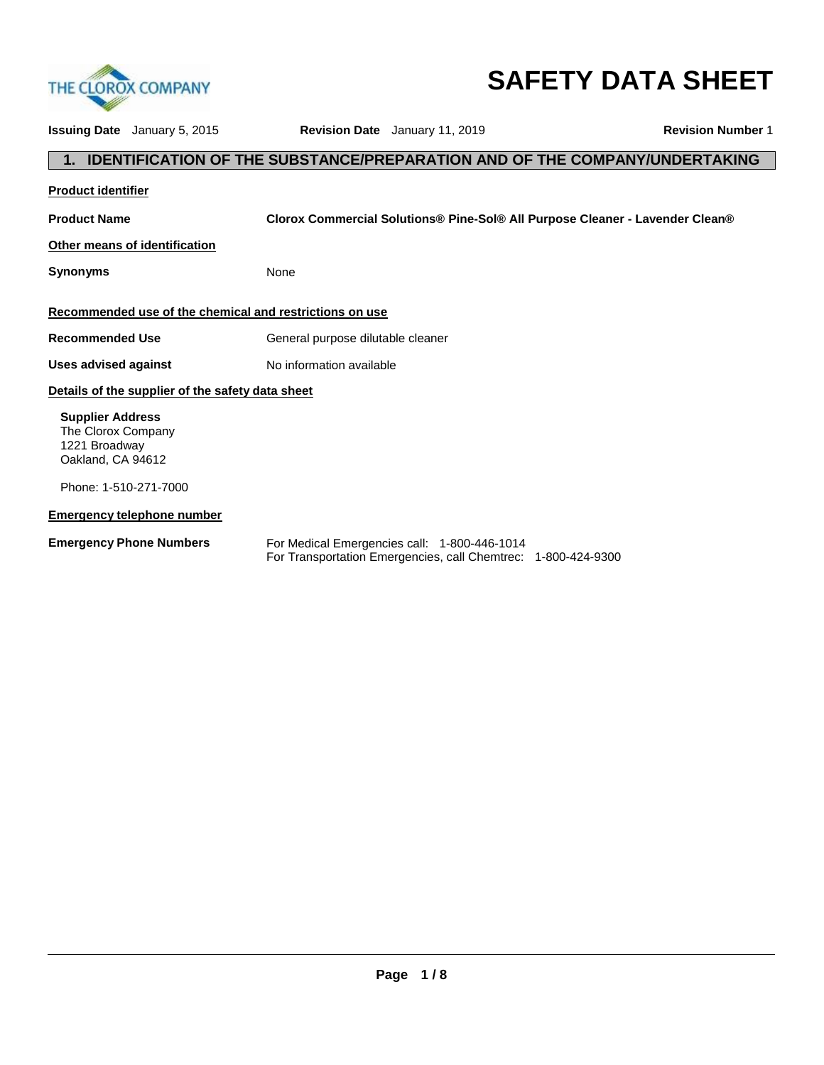# SAFETY DATA SHEET

**Issuing Date** January 5, 2015 **Revision Date** January 11, 2019 **Revision Number** 1

## 1. IDENTIFICATION OF THE SUBSTANCE/PREPARATION AND OF THE COMPANY/UNDERTAKING

### Product identifier

**Product Name** **Clorox Commercial Solutions® Pine-Sol® All Purpose Cleaner - Lavender Clean®**

### Other means of identification

**Synonyms** None

### Recommended use of the chemical and restrictions on use

**Recommended Use** General purpose dilutable cleaner

**Uses advised against** No information available

### Details of the supplier of the safety data sheet

**Supplier Address**
The Clorox Company
1221 Broadway
Oakland, CA 94612

Phone: 1-510-271-7000

### Emergency telephone number

**Emergency Phone Numbers** For Medical Emergencies call: 1-800-446-1014
For Transportation Emergencies, call Chemtrec: 1-800-424-9300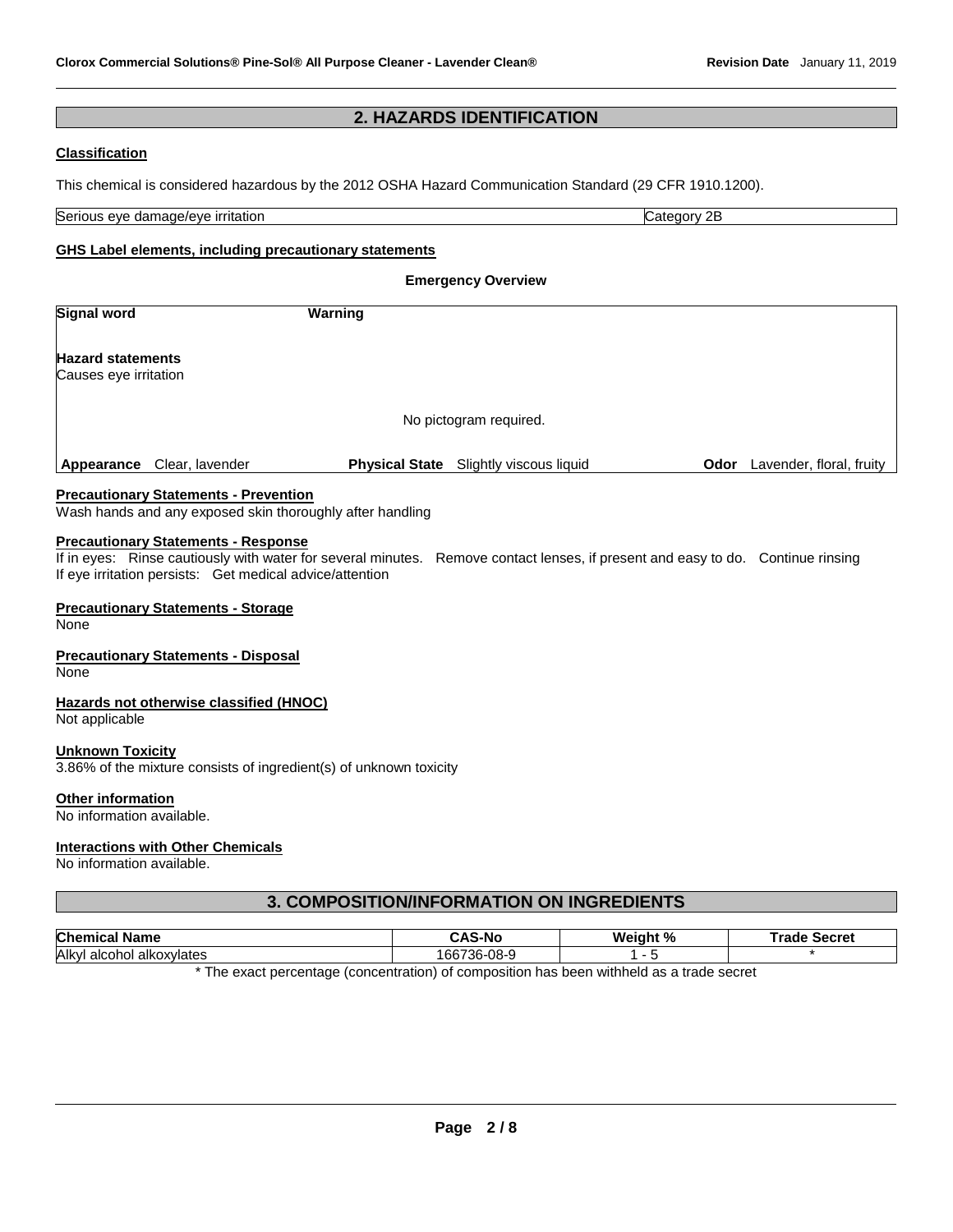## 2. HAZARDS IDENTIFICATION

### Classification

This chemical is considered hazardous by the 2012 OSHA Hazard Communication Standard (29 CFR 1910.1200).

| Serious eye damage/eye irritation | Category 2B |
|---|---|

### GHS Label elements, including precautionary statements

**Emergency Overview**

| **Signal word** | **Warning** |
|---|---|

**Hazard statements**
Causes eye irritation

No pictogram required.

| **Appearance** Clear, lavender | **Physical State** Slightly viscous liquid | **Odor** Lavender, floral, fruity |
|---|---|---|

**Precautionary Statements - Prevention**
Wash hands and any exposed skin thoroughly after handling

**Precautionary Statements - Response**
If in eyes: Rinse cautiously with water for several minutes. Remove contact lenses, if present and easy to do. Continue rinsing
If eye irritation persists: Get medical advice/attention

**Precautionary Statements - Storage**
None

**Precautionary Statements - Disposal**
None

**Hazards not otherwise classified (HNOC)**
Not applicable

**Unknown Toxicity**
3.86% of the mixture consists of ingredient(s) of unknown toxicity

**Other information**
No information available.

**Interactions with Other Chemicals**
No information available.

## 3. COMPOSITION/INFORMATION ON INGREDIENTS

| Chemical Name | CAS-No | Weight % | Trade Secret |
|---|---|---|---|
| Alkyl alcohol alkoxylates | 166736-08-9 | 1 - 5 | * |

* The exact percentage (concentration) of composition has been withheld as a trade secret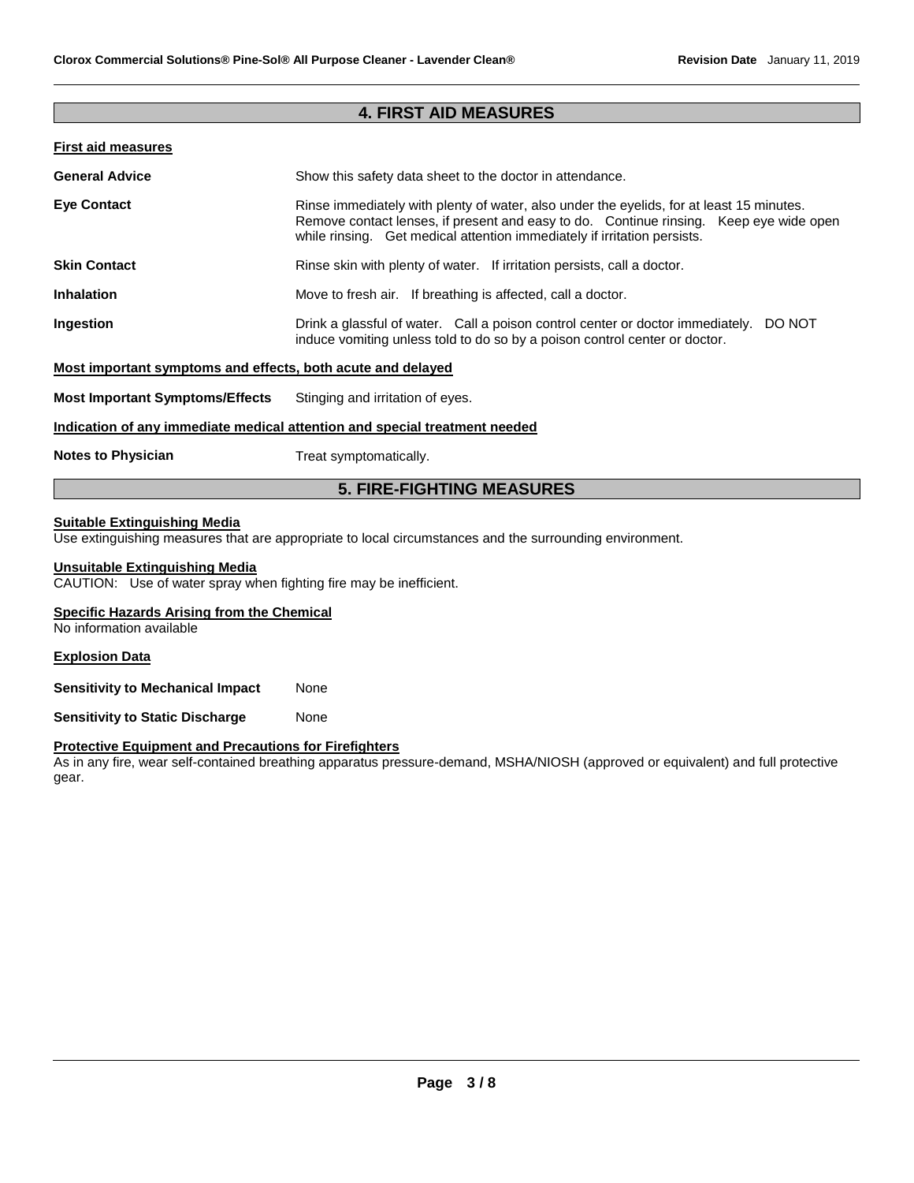## 4. FIRST AID MEASURES

**First aid measures**

| | |
|---|---|
| **General Advice** | Show this safety data sheet to the doctor in attendance. |
| **Eye Contact** | Rinse immediately with plenty of water, also under the eyelids, for at least 15 minutes. Remove contact lenses, if present and easy to do. Continue rinsing. Keep eye wide open while rinsing. Get medical attention immediately if irritation persists. |
| **Skin Contact** | Rinse skin with plenty of water. If irritation persists, call a doctor. |
| **Inhalation** | Move to fresh air. If breathing is affected, call a doctor. |
| **Ingestion** | Drink a glassful of water. Call a poison control center or doctor immediately. DO NOT induce vomiting unless told to do so by a poison control center or doctor. |

**Most important symptoms and effects, both acute and delayed**

**Most Important Symptoms/Effects** Stinging and irritation of eyes.

**Indication of any immediate medical attention and special treatment needed**

**Notes to Physician** Treat symptomatically.

## 5. FIRE-FIGHTING MEASURES

**Suitable Extinguishing Media**
Use extinguishing measures that are appropriate to local circumstances and the surrounding environment.

**Unsuitable Extinguishing Media**
CAUTION: Use of water spray when fighting fire may be inefficient.

**Specific Hazards Arising from the Chemical**
No information available

**Explosion Data**

**Sensitivity to Mechanical Impact** None

**Sensitivity to Static Discharge** None

**Protective Equipment and Precautions for Firefighters**
As in any fire, wear self-contained breathing apparatus pressure-demand, MSHA/NIOSH (approved or equivalent) and full protective gear.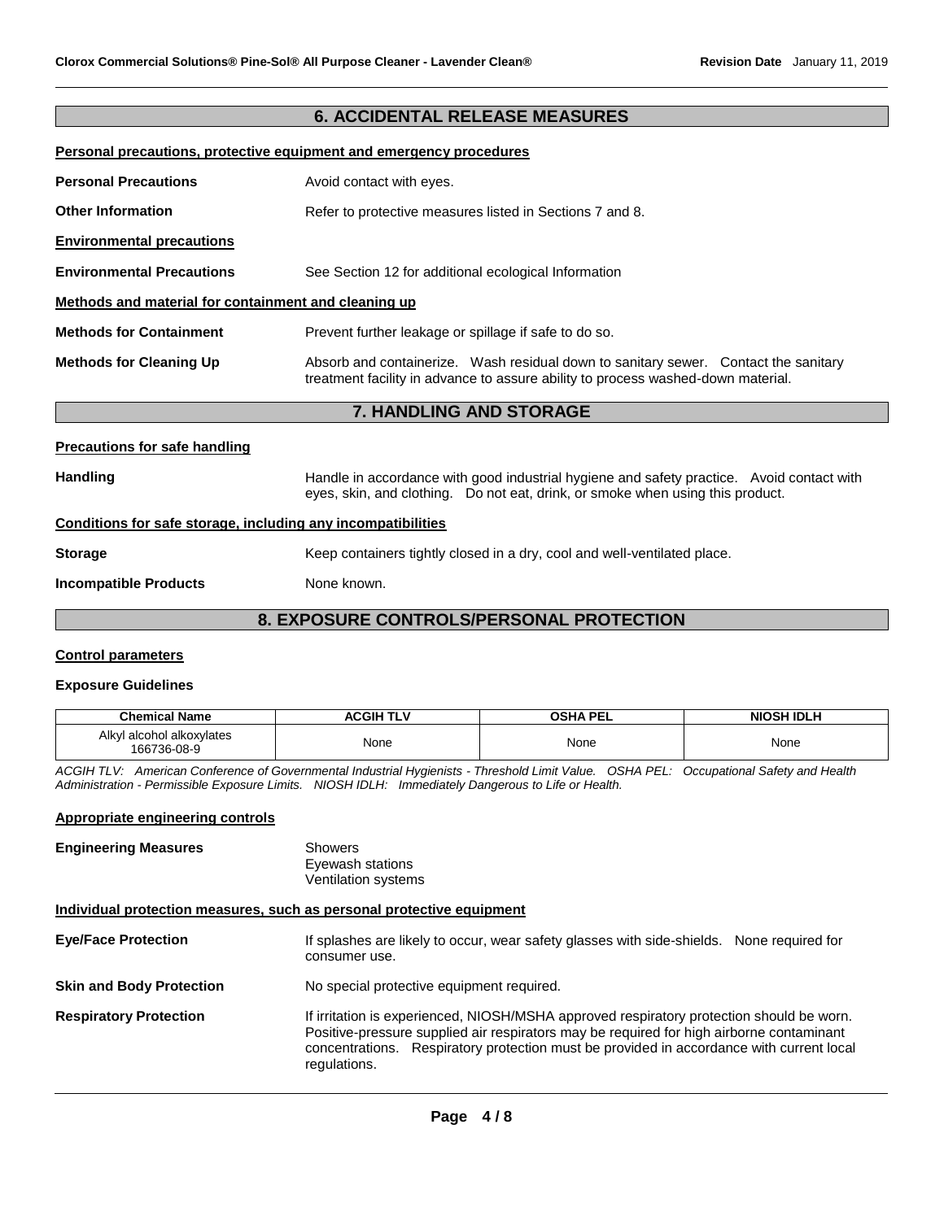## 6. ACCIDENTAL RELEASE MEASURES

**Personal precautions, protective equipment and emergency procedures**

**Personal Precautions** Avoid contact with eyes.

**Other Information** Refer to protective measures listed in Sections 7 and 8.

**Environmental precautions**

**Environmental Precautions** See Section 12 for additional ecological Information

**Methods and material for containment and cleaning up**

**Methods for Containment** Prevent further leakage or spillage if safe to do so.

**Methods for Cleaning Up** Absorb and containerize. Wash residual down to sanitary sewer. Contact the sanitary treatment facility in advance to assure ability to process washed-down material.

## 7. HANDLING AND STORAGE

**Precautions for safe handling**

**Handling** Handle in accordance with good industrial hygiene and safety practice. Avoid contact with eyes, skin, and clothing. Do not eat, drink, or smoke when using this product.

**Conditions for safe storage, including any incompatibilities**

**Storage** Keep containers tightly closed in a dry, cool and well-ventilated place.

**Incompatible Products** None known.

## 8. EXPOSURE CONTROLS/PERSONAL PROTECTION

**Control parameters**

**Exposure Guidelines**

| Chemical Name | ACGIH TLV | OSHA PEL | NIOSH IDLH |
|---|---|---|---|
| Alkyl alcohol alkoxylates 166736-08-9 | None | None | None |

*ACGIH TLV: American Conference of Governmental Industrial Hygienists - Threshold Limit Value. OSHA PEL: Occupational Safety and Health Administration - Permissible Exposure Limits. NIOSH IDLH: Immediately Dangerous to Life or Health.*

**Appropriate engineering controls**

**Engineering Measures** Showers
Eyewash stations
Ventilation systems

**Individual protection measures, such as personal protective equipment**

**Eye/Face Protection** If splashes are likely to occur, wear safety glasses with side-shields. None required for consumer use.

**Skin and Body Protection** No special protective equipment required.

**Respiratory Protection** If irritation is experienced, NIOSH/MSHA approved respiratory protection should be worn. Positive-pressure supplied air respirators may be required for high airborne contaminant concentrations. Respiratory protection must be provided in accordance with current local regulations.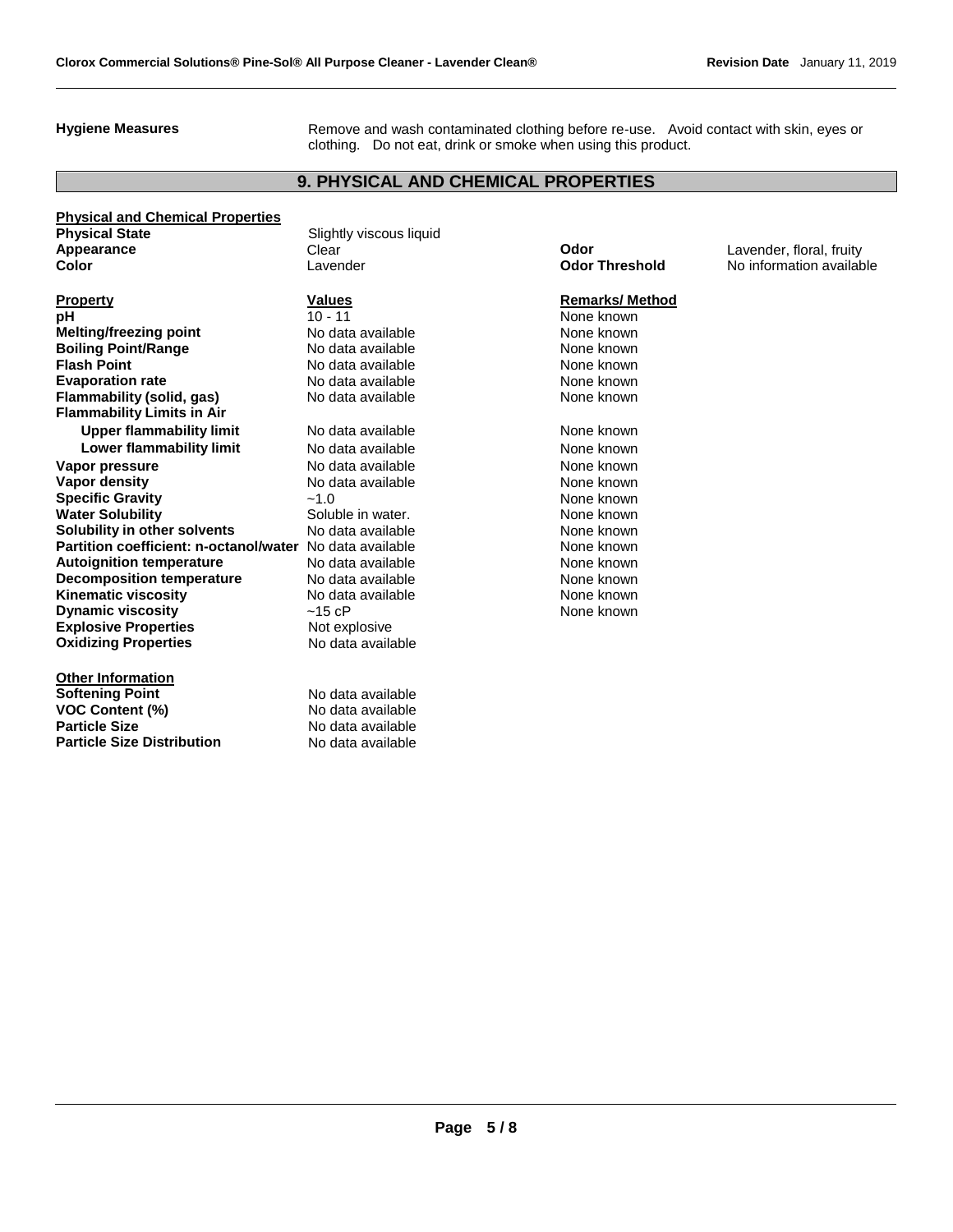**Hygiene Measures** Remove and wash contaminated clothing before re-use. Avoid contact with skin, eyes or clothing. Do not eat, drink or smoke when using this product.

## 9. PHYSICAL AND CHEMICAL PROPERTIES

**Physical and Chemical Properties**

| | | | |
|---|---|---|---|
| **Physical State** | Slightly viscous liquid | | |
| **Appearance** | Clear | **Odor** | Lavender, floral, fruity |
| **Color** | Lavender | **Odor Threshold** | No information available |

| **Property** | **Values** | **Remarks/ Method** |
|---|---|---|
| **pH** | 10 - 11 | None known |
| **Melting/freezing point** | No data available | None known |
| **Boiling Point/Range** | No data available | None known |
| **Flash Point** | No data available | None known |
| **Evaporation rate** | No data available | None known |
| **Flammability (solid, gas)** | No data available | None known |
| **Flammability Limits in Air** | | |
| **Upper flammability limit** | No data available | None known |
| **Lower flammability limit** | No data available | None known |
| **Vapor pressure** | No data available | None known |
| **Vapor density** | No data available | None known |
| **Specific Gravity** | ~1.0 | None known |
| **Water Solubility** | Soluble in water. | None known |
| **Solubility in other solvents** | No data available | None known |
| **Partition coefficient: n-octanol/water** | No data available | None known |
| **Autoignition temperature** | No data available | None known |
| **Decomposition temperature** | No data available | None known |
| **Kinematic viscosity** | No data available | None known |
| **Dynamic viscosity** | ~15 cP | None known |
| **Explosive Properties** | Not explosive | |
| **Oxidizing Properties** | No data available | |

**Other Information**

| | |
|---|---|
| **Softening Point** | No data available |
| **VOC Content (%)** | No data available |
| **Particle Size** | No data available |
| **Particle Size Distribution** | No data available |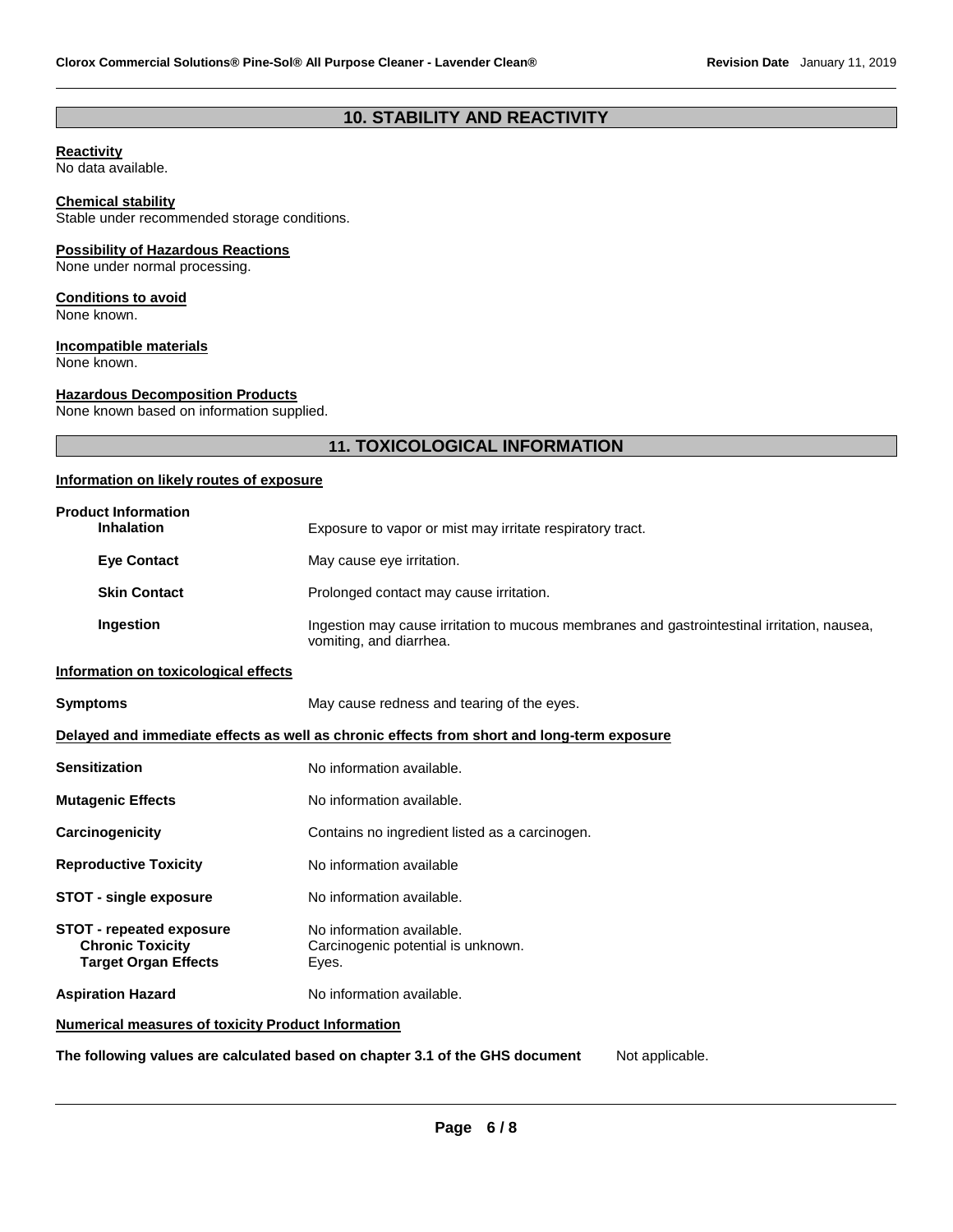## 10. STABILITY AND REACTIVITY

**Reactivity**
No data available.

**Chemical stability**
Stable under recommended storage conditions.

**Possibility of Hazardous Reactions**
None under normal processing.

**Conditions to avoid**
None known.

**Incompatible materials**
None known.

**Hazardous Decomposition Products**
None known based on information supplied.

## 11. TOXICOLOGICAL INFORMATION

**Information on likely routes of exposure**

**Product Information**

| | |
|---|---|
| **Inhalation** | Exposure to vapor or mist may irritate respiratory tract. |
| **Eye Contact** | May cause eye irritation. |
| **Skin Contact** | Prolonged contact may cause irritation. |
| **Ingestion** | Ingestion may cause irritation to mucous membranes and gastrointestinal irritation, nausea, vomiting, and diarrhea. |

**Information on toxicological effects**

| | |
|---|---|
| **Symptoms** | May cause redness and tearing of the eyes. |

**Delayed and immediate effects as well as chronic effects from short and long-term exposure**

| | |
|---|---|
| **Sensitization** | No information available. |
| **Mutagenic Effects** | No information available. |
| **Carcinogenicity** | Contains no ingredient listed as a carcinogen. |
| **Reproductive Toxicity** | No information available |
| **STOT - single exposure** | No information available. |
| **STOT - repeated exposure** | No information available. |
| **Chronic Toxicity** | Carcinogenic potential is unknown. |
| **Target Organ Effects** | Eyes. |
| **Aspiration Hazard** | No information available. |

**Numerical measures of toxicity Product Information**

**The following values are calculated based on chapter 3.1 of the GHS document** Not applicable.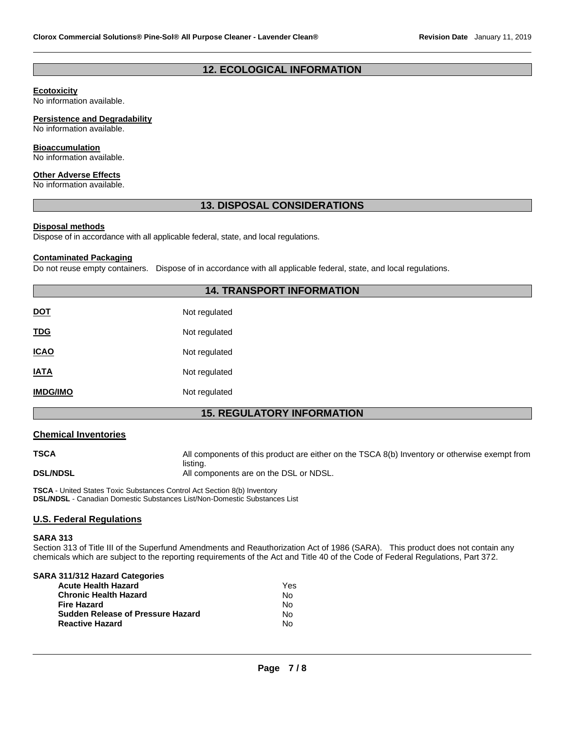## 12. ECOLOGICAL INFORMATION

**Ecotoxicity**
No information available.

**Persistence and Degradability**
No information available.

**Bioaccumulation**
No information available.

**Other Adverse Effects**
No information available.

## 13. DISPOSAL CONSIDERATIONS

**Disposal methods**
Dispose of in accordance with all applicable federal, state, and local regulations.

**Contaminated Packaging**
Do not reuse empty containers. Dispose of in accordance with all applicable federal, state, and local regulations.

## 14. TRANSPORT INFORMATION

| | |
|---|---|
| **DOT** | Not regulated |
| **TDG** | Not regulated |
| **ICAO** | Not regulated |
| **IATA** | Not regulated |
| **IMDG/IMO** | Not regulated |

## 15. REGULATORY INFORMATION

### Chemical Inventories

| | |
|---|---|
| **TSCA** | All components of this product are either on the TSCA 8(b) Inventory or otherwise exempt from listing. |
| **DSL/NDSL** | All components are on the DSL or NDSL. |

**TSCA** - United States Toxic Substances Control Act Section 8(b) Inventory
**DSL/NDSL** - Canadian Domestic Substances List/Non-Domestic Substances List

### U.S. Federal Regulations

**SARA 313**
Section 313 of Title III of the Superfund Amendments and Reauthorization Act of 1986 (SARA). This product does not contain any chemicals which are subject to the reporting requirements of the Act and Title 40 of the Code of Federal Regulations, Part 372.

**SARA 311/312 Hazard Categories**

| | |
|---|---|
| **Acute Health Hazard** | Yes |
| **Chronic Health Hazard** | No |
| **Fire Hazard** | No |
| **Sudden Release of Pressure Hazard** | No |
| **Reactive Hazard** | No |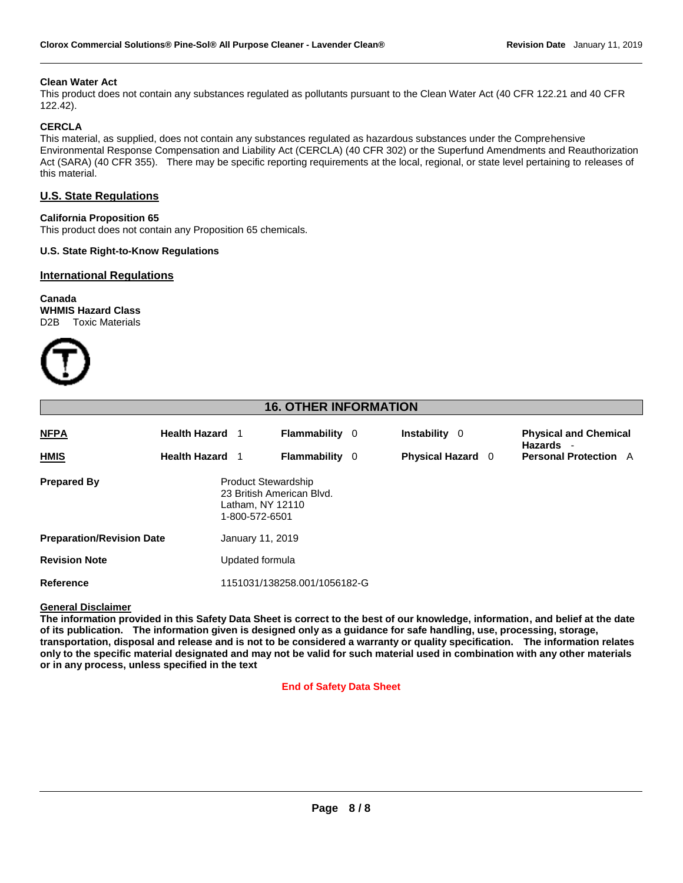**Clean Water Act**

This product does not contain any substances regulated as pollutants pursuant to the Clean Water Act (40 CFR 122.21 and 40 CFR 122.42).

**CERCLA**

This material, as supplied, does not contain any substances regulated as hazardous substances under the Comprehensive Environmental Response Compensation and Liability Act (CERCLA) (40 CFR 302) or the Superfund Amendments and Reauthorization Act (SARA) (40 CFR 355). There may be specific reporting requirements at the local, regional, or state level pertaining to releases of this material.

## U.S. State Regulations

**California Proposition 65**

This product does not contain any Proposition 65 chemicals.

**U.S. State Right-to-Know Regulations**

## International Regulations

**Canada**

**WHMIS Hazard Class**

D2B Toxic Materials

## 16. OTHER INFORMATION

| | | | | |
|---|---|---|---|---|
| **NFPA** | **Health Hazard** 1 | **Flammability** 0 | **Instability** 0 | **Physical and Chemical Hazards** - |
| **HMIS** | **Health Hazard** 1 | **Flammability** 0 | **Physical Hazard** 0 | **Personal Protection** A |

**Prepared By**
Product Stewardship
23 British American Blvd.
Latham, NY 12110
1-800-572-6501

**Preparation/Revision Date** January 11, 2019

**Revision Note** Updated formula

**Reference** 1151031/138258.001/1056182-G

**General Disclaimer**

**The information provided in this Safety Data Sheet is correct to the best of our knowledge, information, and belief at the date of its publication. The information given is designed only as a guidance for safe handling, use, processing, storage, transportation, disposal and release and is not to be considered a warranty or quality specification. The information relates only to the specific material designated and may not be valid for such material used in combination with any other materials or in any process, unless specified in the text**

**End of Safety Data Sheet**